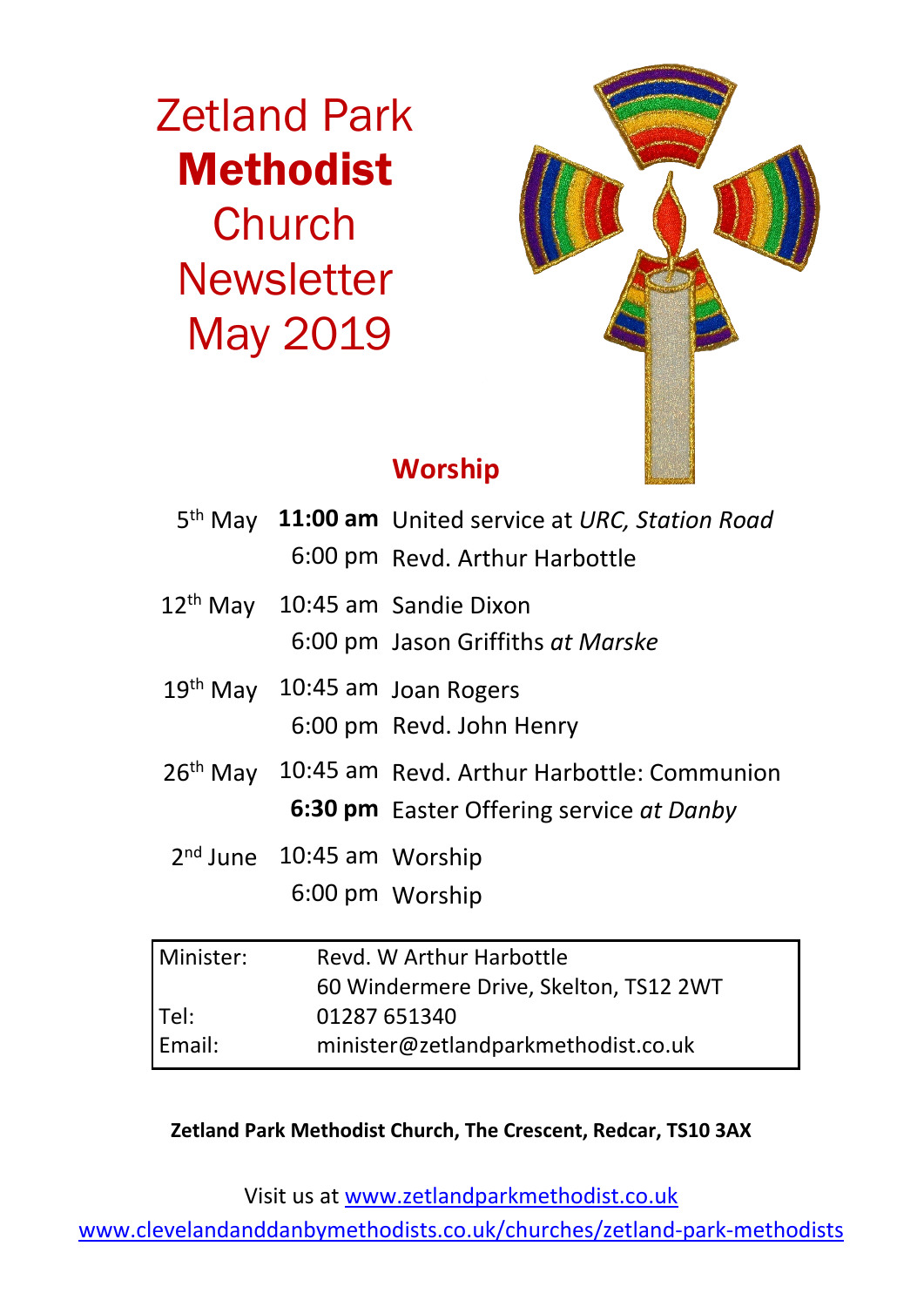# Zetland Park **Methodist** Church Newsletter May 2019

## Worship

| | | |
|---|---|---|
| 5th May | **11:00 am** | United service at *URC, Station Road* |
| | 6:00 pm | Revd. Arthur Harbottle |
| 12th May | 10:45 am | Sandie Dixon |
| | 6:00 pm | Jason Griffiths *at Marske* |
| 19th May | 10:45 am | Joan Rogers |
| | 6:00 pm | Revd. John Henry |
| 26th May | 10:45 am | Revd. Arthur Harbottle: Communion |
| | **6:30 pm** | Easter Offering service *at Danby* |
| 2nd June | 10:45 am | Worship |
| | 6:00 pm | Worship |

| | |
|---|---|
| Minister: | Revd. W Arthur Harbottle |
| | 60 Windermere Drive, Skelton, TS12 2WT |
| Tel: | 01287 651340 |
| Email: | minister@zetlandparkmethodist.co.uk |

**Zetland Park Methodist Church, The Crescent, Redcar, TS10 3AX**

Visit us at www.zetlandparkmethodist.co.uk

www.clevelandanddanbymethodists.co.uk/churches/zetland-park-methodists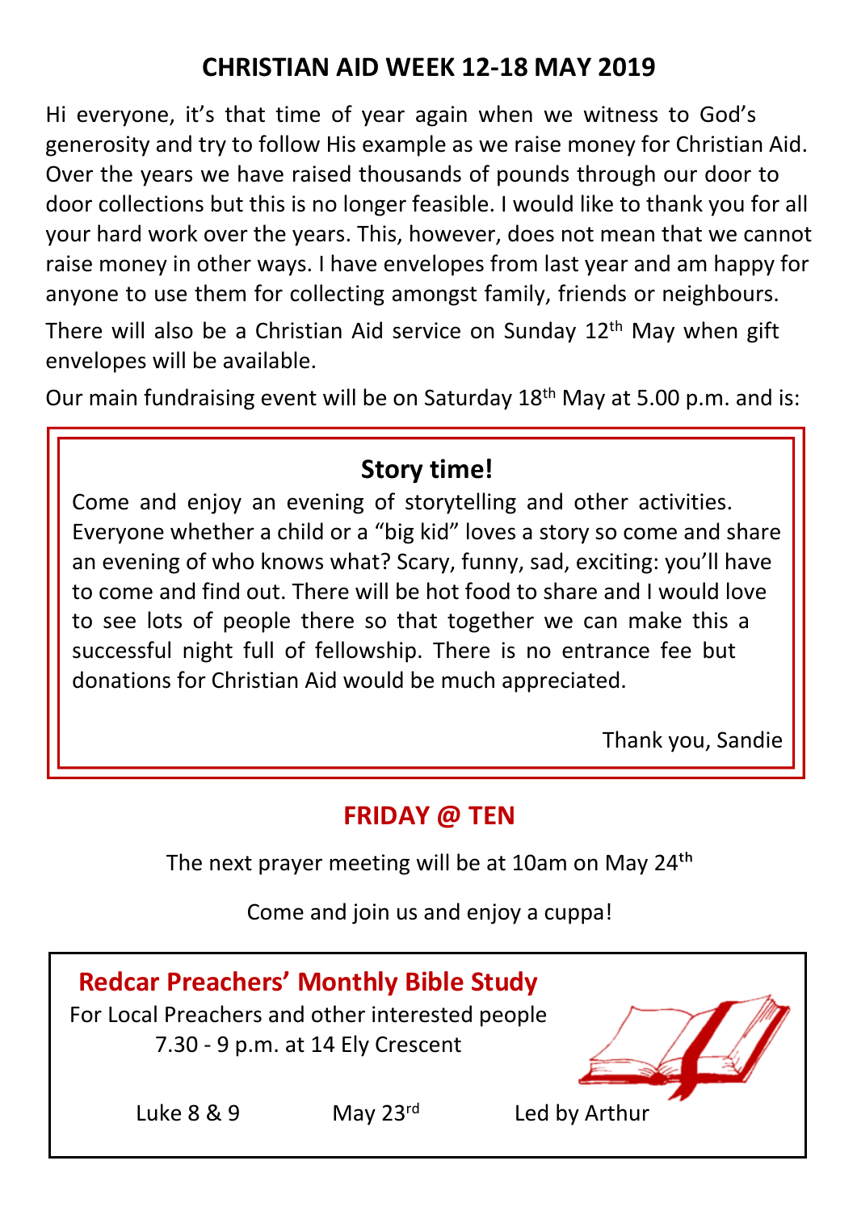## CHRISTIAN AID WEEK 12-18 MAY 2019

Hi everyone, it's that time of year again when we witness to God's generosity and try to follow His example as we raise money for Christian Aid. Over the years we have raised thousands of pounds through our door to door collections but this is no longer feasible. I would like to thank you for all your hard work over the years. This, however, does not mean that we cannot raise money in other ways. I have envelopes from last year and am happy for anyone to use them for collecting amongst family, friends or neighbours.

There will also be a Christian Aid service on Sunday 12th May when gift envelopes will be available.

Our main fundraising event will be on Saturday 18th May at 5.00 p.m. and is:

### Story time!

Come and enjoy an evening of storytelling and other activities. Everyone whether a child or a "big kid" loves a story so come and share an evening of who knows what? Scary, funny, sad, exciting: you'll have to come and find out. There will be hot food to share and I would love to see lots of people there so that together we can make this a successful night full of fellowship. There is no entrance fee but donations for Christian Aid would be much appreciated.

Thank you, Sandie

## FRIDAY @ TEN

The next prayer meeting will be at 10am on May 24th

Come and join us and enjoy a cuppa!

## Redcar Preachers' Monthly Bible Study

For Local Preachers and other interested people
7.30 - 9 p.m. at 14 Ely Crescent

Luke 8 & 9 May 23rd Led by Arthur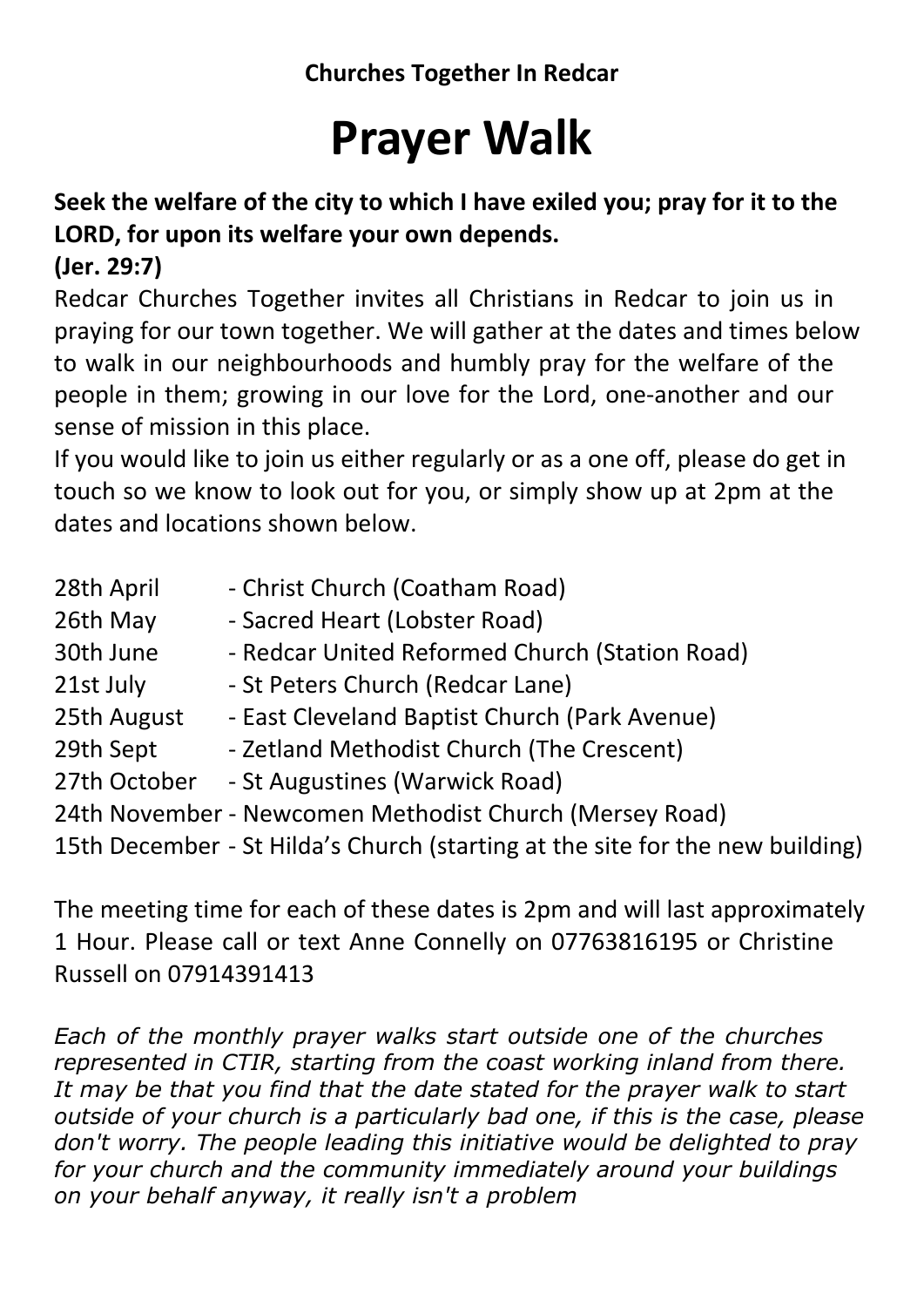**Churches Together In Redcar**

# Prayer Walk

**Seek the welfare of the city to which I have exiled you; pray for it to the LORD, for upon its welfare your own depends.**
**(Jer. 29:7)**

Redcar Churches Together invites all Christians in Redcar to join us in praying for our town together. We will gather at the dates and times below to walk in our neighbourhoods and humbly pray for the welfare of the people in them; growing in our love for the Lord, one-another and our sense of mission in this place.

If you would like to join us either regularly or as a one off, please do get in touch so we know to look out for you, or simply show up at 2pm at the dates and locations shown below.

28th April - Christ Church (Coatham Road)
26th May - Sacred Heart (Lobster Road)
30th June - Redcar United Reformed Church (Station Road)
21st July - St Peters Church (Redcar Lane)
25th August - East Cleveland Baptist Church (Park Avenue)
29th Sept - Zetland Methodist Church (The Crescent)
27th October - St Augustines (Warwick Road)
24th November - Newcomen Methodist Church (Mersey Road)
15th December - St Hilda's Church (starting at the site for the new building)

The meeting time for each of these dates is 2pm and will last approximately 1 Hour. Please call or text Anne Connelly on 07763816195 or Christine Russell on 07914391413

*Each of the monthly prayer walks start outside one of the churches represented in CTIR, starting from the coast working inland from there. It may be that you find that the date stated for the prayer walk to start outside of your church is a particularly bad one, if this is the case, please don't worry. The people leading this initiative would be delighted to pray for your church and the community immediately around your buildings on your behalf anyway, it really isn't a problem*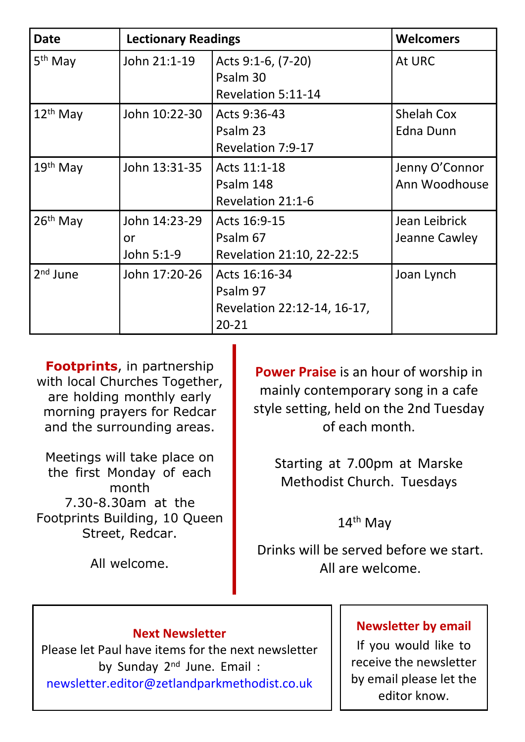| Date | Lectionary Readings | | Welcomers |
|---|---|---|---|
| 5th May | John 21:1-19 | Acts 9:1-6, (7-20)<br>Psalm 30<br>Revelation 5:11-14 | At URC |
| 12th May | John 10:22-30 | Acts 9:36-43<br>Psalm 23<br>Revelation 7:9-17 | Shelah Cox<br>Edna Dunn |
| 19th May | John 13:31-35 | Acts 11:1-18<br>Psalm 148<br>Revelation 21:1-6 | Jenny O'Connor<br>Ann Woodhouse |
| 26th May | John 14:23-29<br>or<br>John 5:1-9 | Acts 16:9-15<br>Psalm 67<br>Revelation 21:10, 22-22:5 | Jean Leibrick<br>Jeanne Cawley |
| 2nd June | John 17:20-26 | Acts 16:16-34<br>Psalm 97<br>Revelation 22:12-14, 16-17, 20-21 | Joan Lynch |

**Footprints**, in partnership with local Churches Together, are holding monthly early morning prayers for Redcar and the surrounding areas.

Meetings will take place on the first Monday of each month 7.30-8.30am at the Footprints Building, 10 Queen Street, Redcar.

All welcome.

**Power Praise** is an hour of worship in mainly contemporary song in a cafe style setting, held on the 2nd Tuesday of each month.

Starting at 7.00pm at Marske Methodist Church. Tuesdays

14th May

Drinks will be served before we start. All are welcome.

**Next Newsletter**

Please let Paul have items for the next newsletter by Sunday 2nd June. Email : newsletter.editor@zetlandparkmethodist.co.uk

**Newsletter by email**

If you would like to receive the newsletter by email please let the editor know.